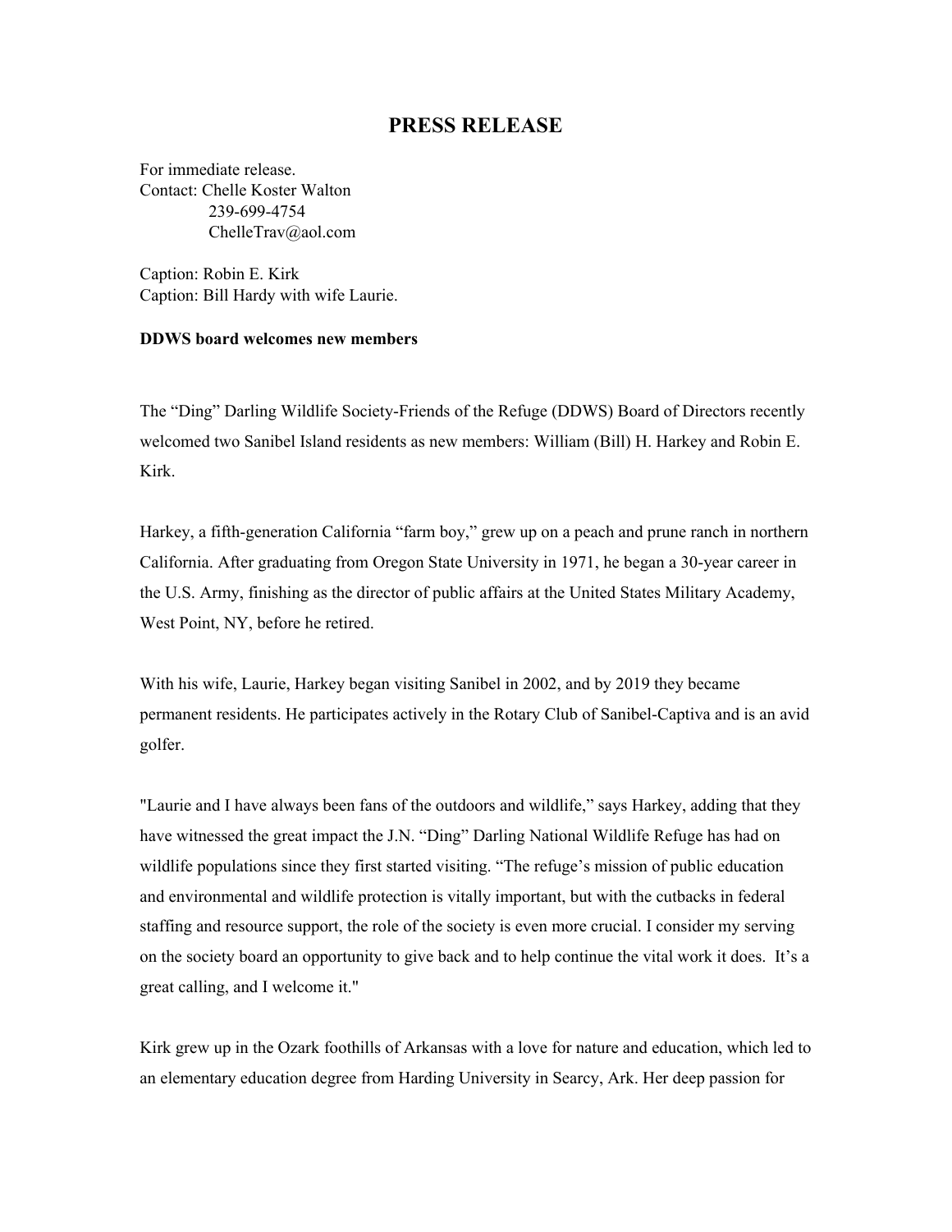# PRESS RELEASE

For immediate release.
Contact: Chelle Koster Walton
239-699-4754
ChelleTrav@aol.com

Caption: Robin E. Kirk
Caption: Bill Hardy with wife Laurie.

**DDWS board welcomes new members**

The “Ding” Darling Wildlife Society-Friends of the Refuge (DDWS) Board of Directors recently welcomed two Sanibel Island residents as new members: William (Bill) H. Harkey and Robin E. Kirk.

Harkey, a fifth-generation California “farm boy,” grew up on a peach and prune ranch in northern California. After graduating from Oregon State University in 1971, he began a 30-year career in the U.S. Army, finishing as the director of public affairs at the United States Military Academy, West Point, NY, before he retired.

With his wife, Laurie, Harkey began visiting Sanibel in 2002, and by 2019 they became permanent residents. He participates actively in the Rotary Club of Sanibel-Captiva and is an avid golfer.

"Laurie and I have always been fans of the outdoors and wildlife,” says Harkey, adding that they have witnessed the great impact the J.N. “Ding” Darling National Wildlife Refuge has had on wildlife populations since they first started visiting. “The refuge’s mission of public education and environmental and wildlife protection is vitally important, but with the cutbacks in federal staffing and resource support, the role of the society is even more crucial. I consider my serving on the society board an opportunity to give back and to help continue the vital work it does. It’s a great calling, and I welcome it."

Kirk grew up in the Ozark foothills of Arkansas with a love for nature and education, which led to an elementary education degree from Harding University in Searcy, Ark. Her deep passion for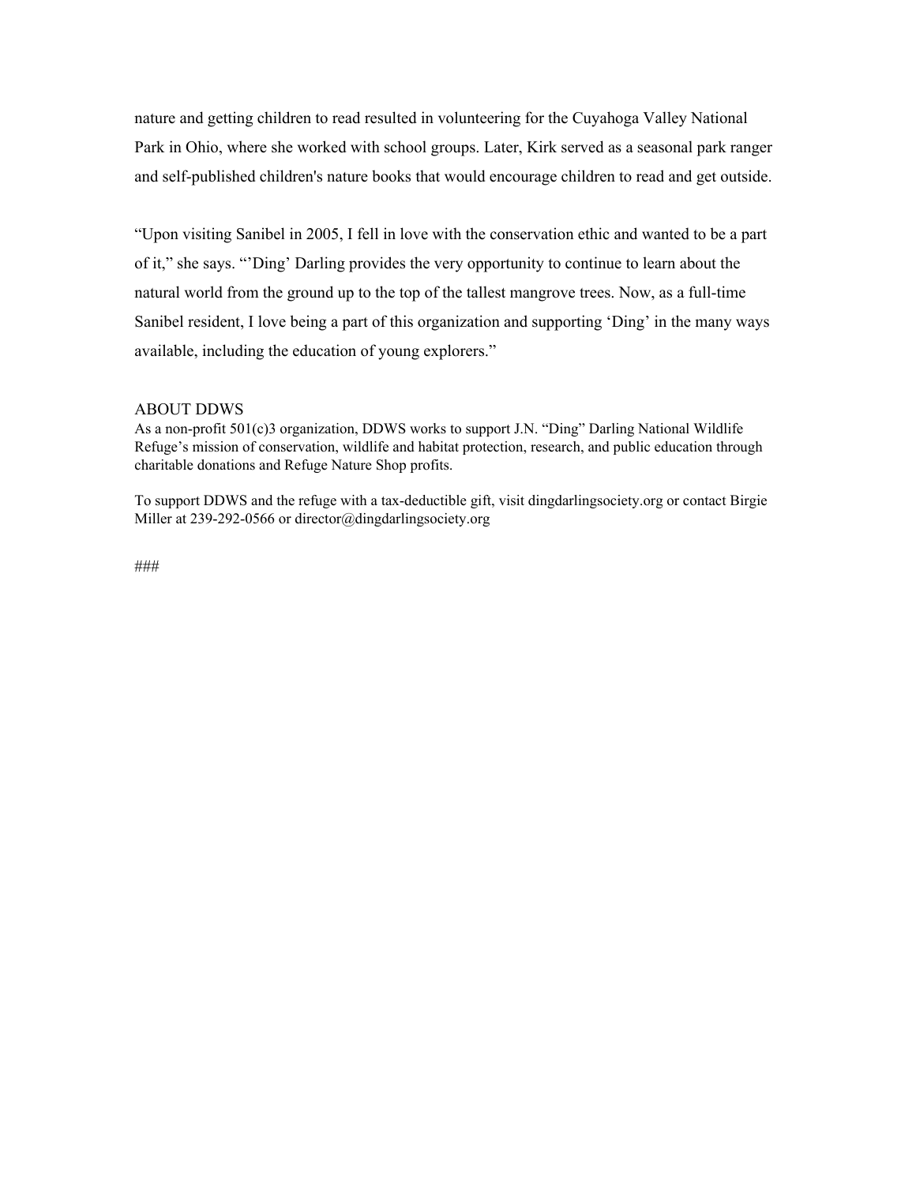nature and getting children to read resulted in volunteering for the Cuyahoga Valley National Park in Ohio, where she worked with school groups. Later, Kirk served as a seasonal park ranger and self-published children's nature books that would encourage children to read and get outside.

"Upon visiting Sanibel in 2005, I fell in love with the conservation ethic and wanted to be a part of it," she says. "'Ding' Darling provides the very opportunity to continue to learn about the natural world from the ground up to the top of the tallest mangrove trees. Now, as a full-time Sanibel resident, I love being a part of this organization and supporting 'Ding' in the many ways available, including the education of young explorers."

ABOUT DDWS

As a non-profit 501(c)3 organization, DDWS works to support J.N. "Ding" Darling National Wildlife Refuge's mission of conservation, wildlife and habitat protection, research, and public education through charitable donations and Refuge Nature Shop profits.

To support DDWS and the refuge with a tax-deductible gift, visit dingdarlingsociety.org or contact Birgie Miller at 239-292-0566 or director@dingdarlingsociety.org

###